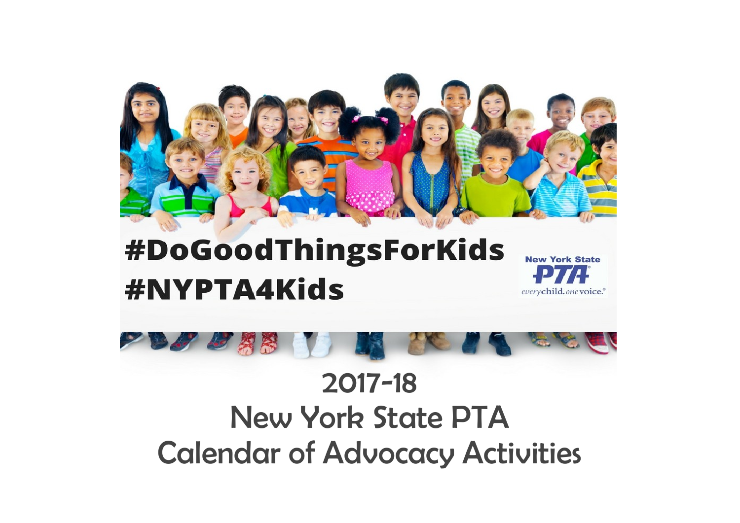#DoGoodThingsForKids
#NYPTA4Kids

New York State PTA
everychild. onevoice.

# 2017-18
# New York State PTA
# Calendar of Advocacy Activities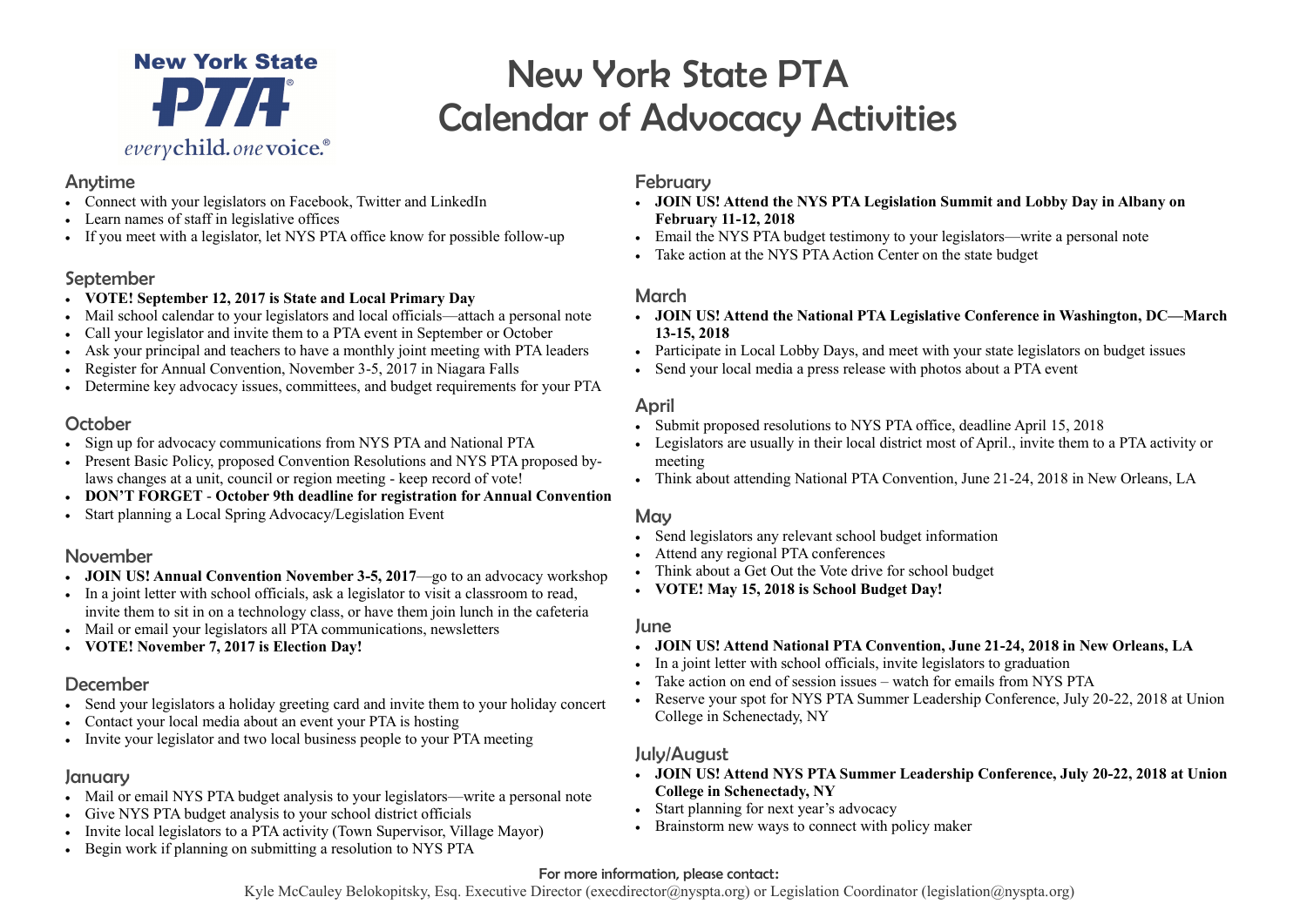New York State
PTA
everychild. onevoice.

# New York State PTA Calendar of Advocacy Activities

## Anytime

- Connect with your legislators on Facebook, Twitter and LinkedIn
- Learn names of staff in legislative offices
- If you meet with a legislator, let NYS PTA office know for possible follow-up

## September

- **VOTE! September 12, 2017 is State and Local Primary Day**
- Mail school calendar to your legislators and local officials—attach a personal note
- Call your legislator and invite them to a PTA event in September or October
- Ask your principal and teachers to have a monthly joint meeting with PTA leaders
- Register for Annual Convention, November 3-5, 2017 in Niagara Falls
- Determine key advocacy issues, committees, and budget requirements for your PTA

## October

- Sign up for advocacy communications from NYS PTA and National PTA
- Present Basic Policy, proposed Convention Resolutions and NYS PTA proposed by-laws changes at a unit, council or region meeting - keep record of vote!
- **DON'T FORGET - October 9th deadline for registration for Annual Convention**
- Start planning a Local Spring Advocacy/Legislation Event

## November

- **JOIN US! Annual Convention November 3-5, 2017**—go to an advocacy workshop
- In a joint letter with school officials, ask a legislator to visit a classroom to read, invite them to sit in on a technology class, or have them join lunch in the cafeteria
- Mail or email your legislators all PTA communications, newsletters
- **VOTE! November 7, 2017 is Election Day!**

## December

- Send your legislators a holiday greeting card and invite them to your holiday concert
- Contact your local media about an event your PTA is hosting
- Invite your legislator and two local business people to your PTA meeting

## January

- Mail or email NYS PTA budget analysis to your legislators—write a personal note
- Give NYS PTA budget analysis to your school district officials
- Invite local legislators to a PTA activity (Town Supervisor, Village Mayor)
- Begin work if planning on submitting a resolution to NYS PTA

## February

- **JOIN US! Attend the NYS PTA Legislation Summit and Lobby Day in Albany on February 11-12, 2018**
- Email the NYS PTA budget testimony to your legislators—write a personal note
- Take action at the NYS PTA Action Center on the state budget

## March

- **JOIN US! Attend the National PTA Legislative Conference in Washington, DC—March 13-15, 2018**
- Participate in Local Lobby Days, and meet with your state legislators on budget issues
- Send your local media a press release with photos about a PTA event

## April

- Submit proposed resolutions to NYS PTA office, deadline April 15, 2018
- Legislators are usually in their local district most of April., invite them to a PTA activity or meeting
- Think about attending National PTA Convention, June 21-24, 2018 in New Orleans, LA

## May

- Send legislators any relevant school budget information
- Attend any regional PTA conferences
- Think about a Get Out the Vote drive for school budget
- **VOTE! May 15, 2018 is School Budget Day!**

## June

- **JOIN US! Attend National PTA Convention, June 21-24, 2018 in New Orleans, LA**
- In a joint letter with school officials, invite legislators to graduation
- Take action on end of session issues – watch for emails from NYS PTA
- Reserve your spot for NYS PTA Summer Leadership Conference, July 20-22, 2018 at Union College in Schenectady, NY

## July/August

- **JOIN US! Attend NYS PTA Summer Leadership Conference, July 20-22, 2018 at Union College in Schenectady, NY**
- Start planning for next year's advocacy
- Brainstorm new ways to connect with policy maker

**For more information, please contact:**

Kyle McCauley Belokopitsky, Esq. Executive Director (execdirector@nyspta.org) or Legislation Coordinator (legislation@nyspta.org)